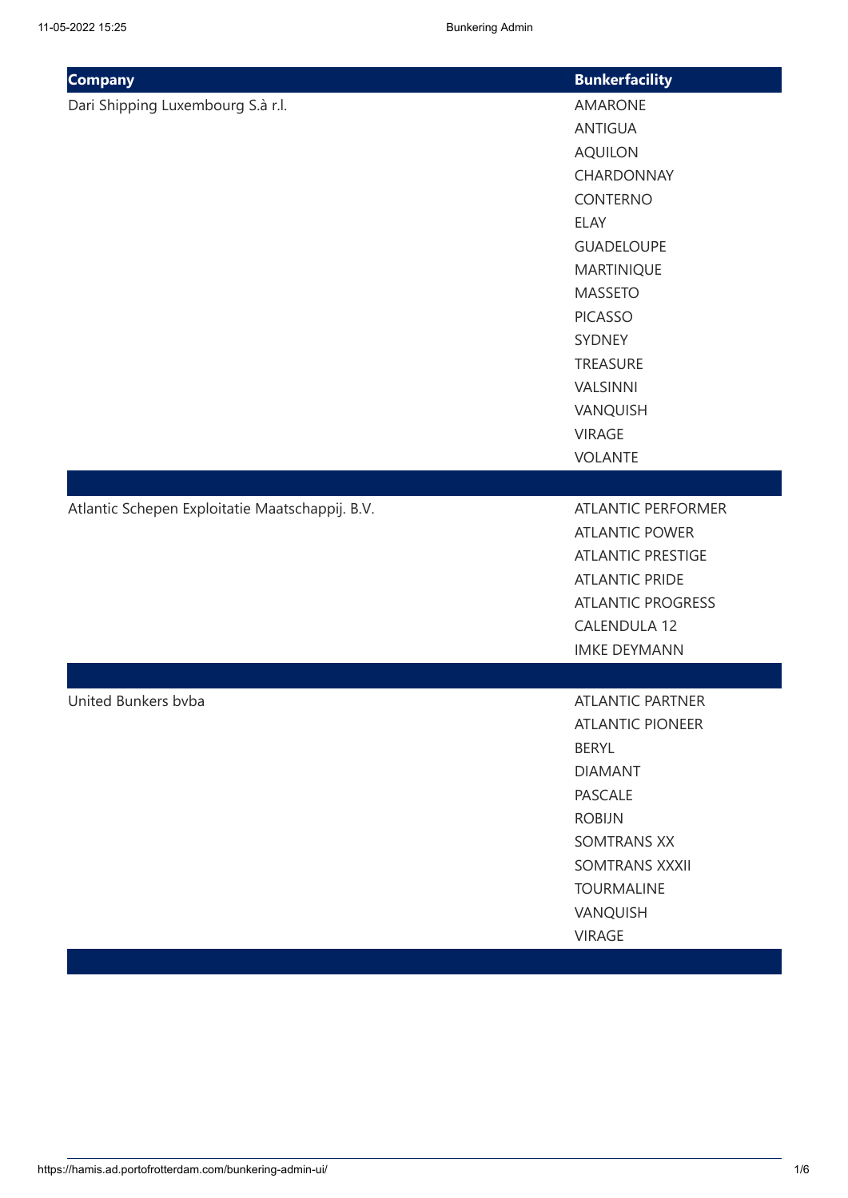| Company | Bunkerfacility |
| --- | --- |
| Dari Shipping Luxembourg S.à r.l. | AMARONE |
| | ANTIGUA |
| | AQUILON |
| | CHARDONNAY |
| | CONTERNO |
| | ELAY |
| | GUADELOUPE |
| | MARTINIQUE |
| | MASSETO |
| | PICASSO |
| | SYDNEY |
| | TREASURE |
| | VALSINNI |
| | VANQUISH |
| | VIRAGE |
| | VOLANTE |
| | |
| Atlantic Schepen Exploitatie Maatschappij. B.V. | ATLANTIC PERFORMER |
| | ATLANTIC POWER |
| | ATLANTIC PRESTIGE |
| | ATLANTIC PRIDE |
| | ATLANTIC PROGRESS |
| | CALENDULA 12 |
| | IMKE DEYMANN |
| | |
| United Bunkers bvba | ATLANTIC PARTNER |
| | ATLANTIC PIONEER |
| | BERYL |
| | DIAMANT |
| | PASCALE |
| | ROBIJN |
| | SOMTRANS XX |
| | SOMTRANS XXXII |
| | TOURMALINE |
| | VANQUISH |
| | VIRAGE |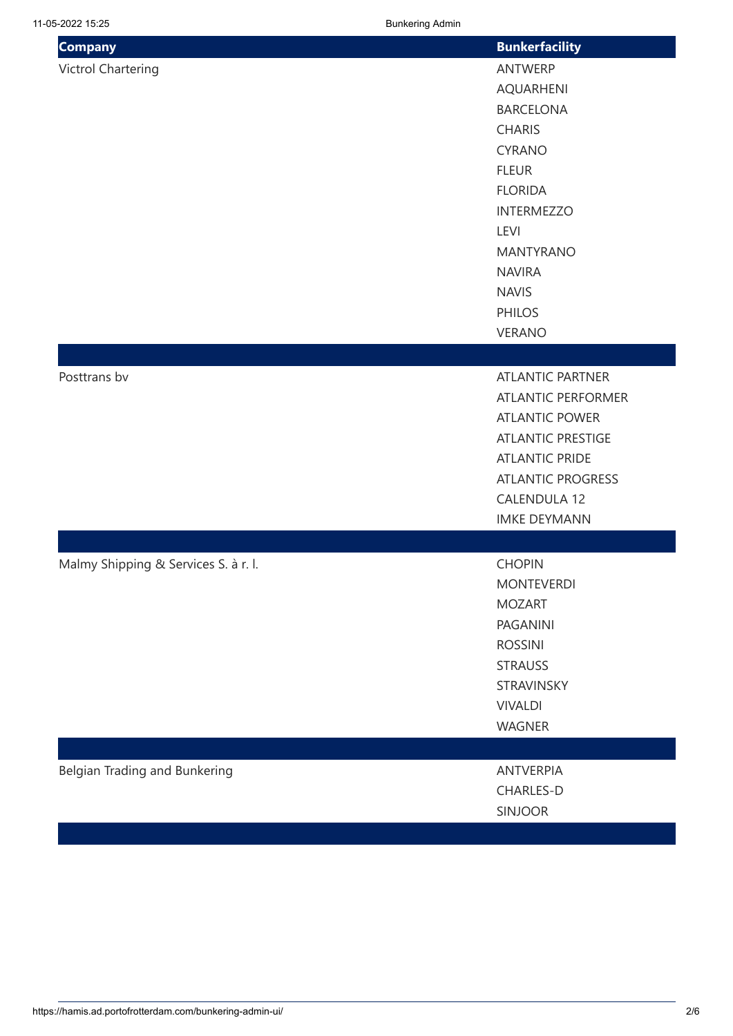| Company | Bunkerfacility |
| --- | --- |
| Victrol Chartering | ANTWERP |
| | AQUARHENI |
| | BARCELONA |
| | CHARIS |
| | CYRANO |
| | FLEUR |
| | FLORIDA |
| | INTERMEZZO |
| | LEVI |
| | MANTYRANO |
| | NAVIRA |
| | NAVIS |
| | PHILOS |
| | VERANO |
| | |
| Posttrans bv | ATLANTIC PARTNER |
| | ATLANTIC PERFORMER |
| | ATLANTIC POWER |
| | ATLANTIC PRESTIGE |
| | ATLANTIC PRIDE |
| | ATLANTIC PROGRESS |
| | CALENDULA 12 |
| | IMKE DEYMANN |
| | |
| Malmy Shipping & Services S. à r. l. | CHOPIN |
| | MONTEVERDI |
| | MOZART |
| | PAGANINI |
| | ROSSINI |
| | STRAUSS |
| | STRAVINSKY |
| | VIVALDI |
| | WAGNER |
| | |
| Belgian Trading and Bunkering | ANTVERPIA |
| | CHARLES-D |
| | SINJOOR |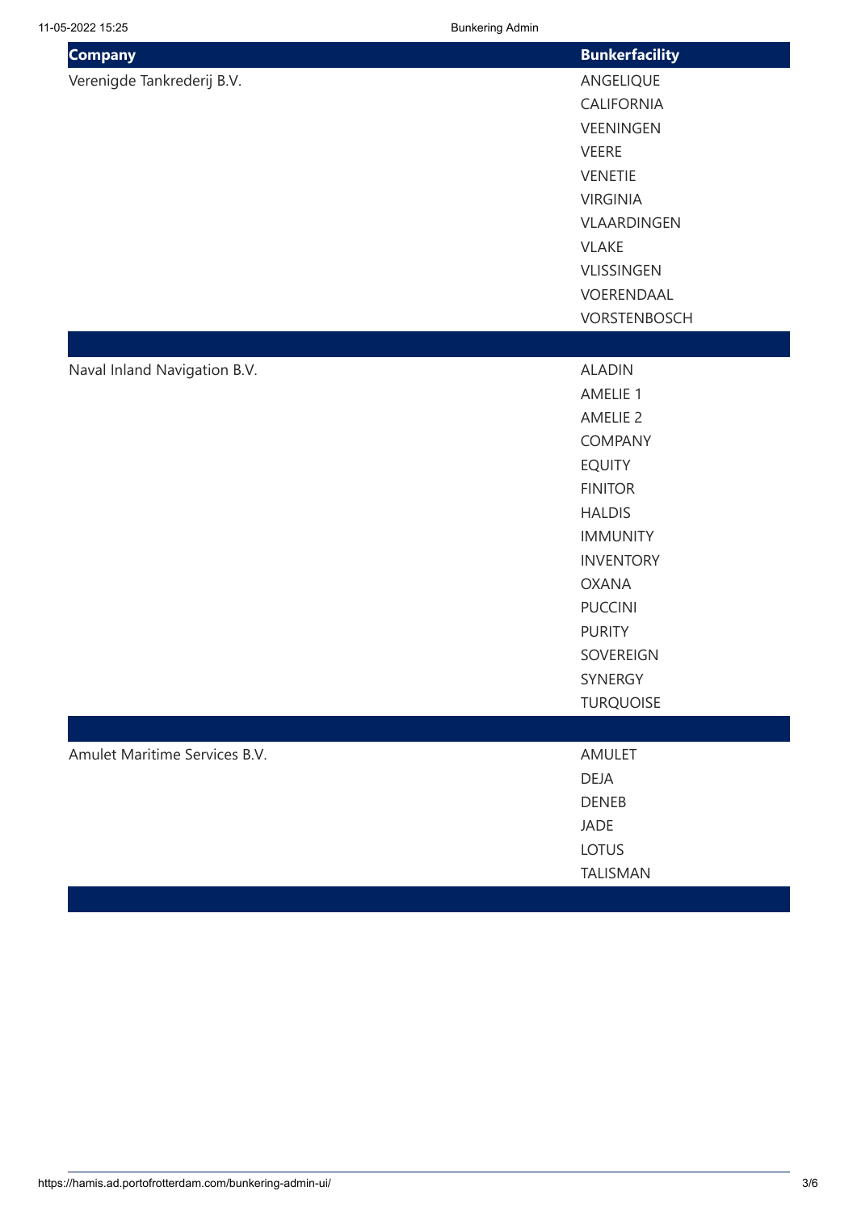| Company | Bunkerfacility |
| --- | --- |
| Verenigde Tankrederij B.V. | ANGELIQUE |
| | CALIFORNIA |
| | VEENINGEN |
| | VEERE |
| | VENETIE |
| | VIRGINIA |
| | VLAARDINGEN |
| | VLAKE |
| | VLISSINGEN |
| | VOERENDAAL |
| | VORSTENBOSCH |
| | |
| Naval Inland Navigation B.V. | ALADIN |
| | AMELIE 1 |
| | AMELIE 2 |
| | COMPANY |
| | EQUITY |
| | FINITOR |
| | HALDIS |
| | IMMUNITY |
| | INVENTORY |
| | OXANA |
| | PUCCINI |
| | PURITY |
| | SOVEREIGN |
| | SYNERGY |
| | TURQUOISE |
| | |
| Amulet Maritime Services B.V. | AMULET |
| | DEJA |
| | DENEB |
| | JADE |
| | LOTUS |
| | TALISMAN |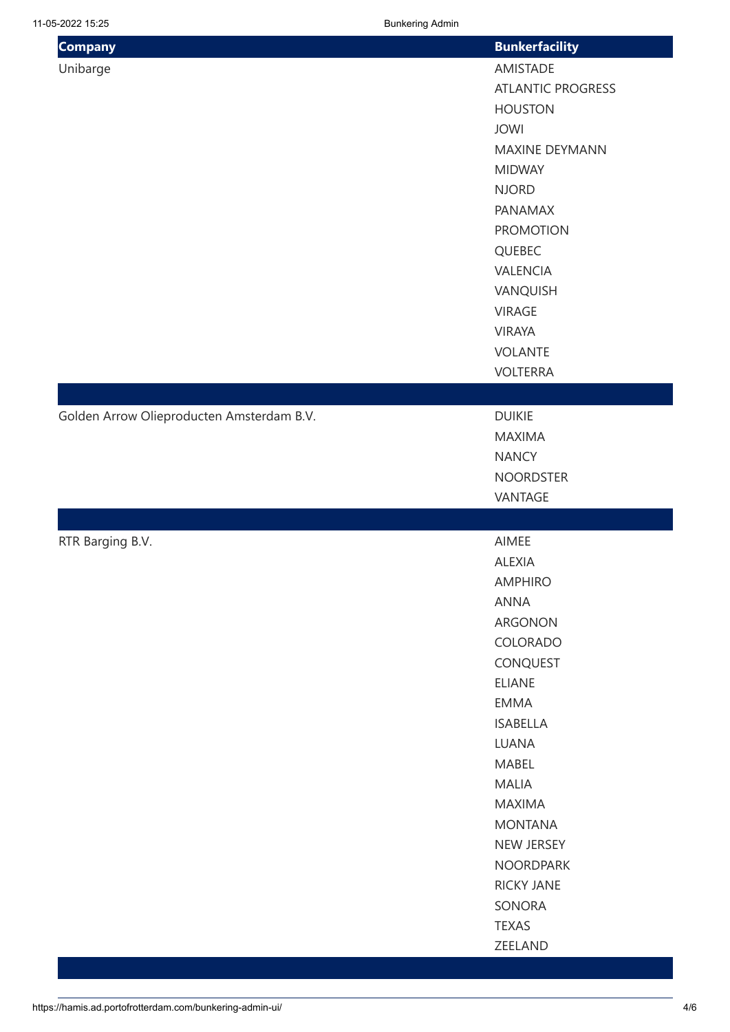| Company | Bunkerfacility |
| --- | --- |
| Unibarge | AMISTADE |
| | ATLANTIC PROGRESS |
| | HOUSTON |
| | JOWI |
| | MAXINE DEYMANN |
| | MIDWAY |
| | NJORD |
| | PANAMAX |
| | PROMOTION |
| | QUEBEC |
| | VALENCIA |
| | VANQUISH |
| | VIRAGE |
| | VIRAYA |
| | VOLANTE |
| | VOLTERRA |
| | |
| Golden Arrow Olieproducten Amsterdam B.V. | DUIKIE |
| | MAXIMA |
| | NANCY |
| | NOORDSTER |
| | VANTAGE |
| | |
| RTR Barging B.V. | AIMEE |
| | ALEXIA |
| | AMPHIRO |
| | ANNA |
| | ARGONON |
| | COLORADO |
| | CONQUEST |
| | ELIANE |
| | EMMA |
| | ISABELLA |
| | LUANA |
| | MABEL |
| | MALIA |
| | MAXIMA |
| | MONTANA |
| | NEW JERSEY |
| | NOORDPARK |
| | RICKY JANE |
| | SONORA |
| | TEXAS |
| | ZEELAND |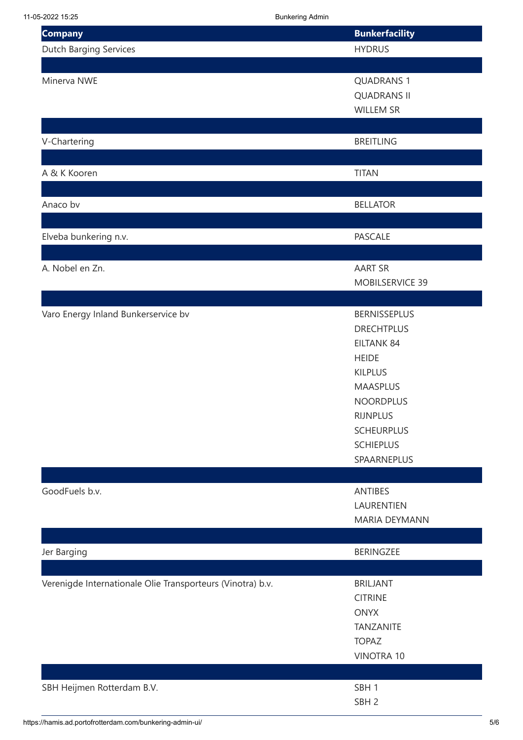| Company | Bunkerfacility |
| --- | --- |
| Dutch Barging Services | HYDRUS |
| | |
| Minerva NWE | QUADRANS 1 |
| | QUADRANS II |
| | WILLEM SR |
| | |
| V-Chartering | BREITLING |
| | |
| A & K Kooren | TITAN |
| | |
| Anaco bv | BELLATOR |
| | |
| Elveba bunkering n.v. | PASCALE |
| | |
| A. Nobel en Zn. | AART SR |
| | MOBILSERVICE 39 |
| | |
| Varo Energy Inland Bunkerservice bv | BERNISSEPLUS |
| | DRECHTPLUS |
| | EILTANK 84 |
| | HEIDE |
| | KILPLUS |
| | MAASPLUS |
| | NOORDPLUS |
| | RIJNPLUS |
| | SCHEURPLUS |
| | SCHIEPLUS |
| | SPAARNEPLUS |
| | |
| GoodFuels b.v. | ANTIBES |
| | LAURENTIEN |
| | MARIA DEYMANN |
| | |
| Jer Barging | BERINGZEE |
| | |
| Verenigde Internationale Olie Transporteurs (Vinotra) b.v. | BRILJANT |
| | CITRINE |
| | ONYX |
| | TANZANITE |
| | TOPAZ |
| | VINOTRA 10 |
| | |
| SBH Heijmen Rotterdam B.V. | SBH 1 |
| | SBH 2 |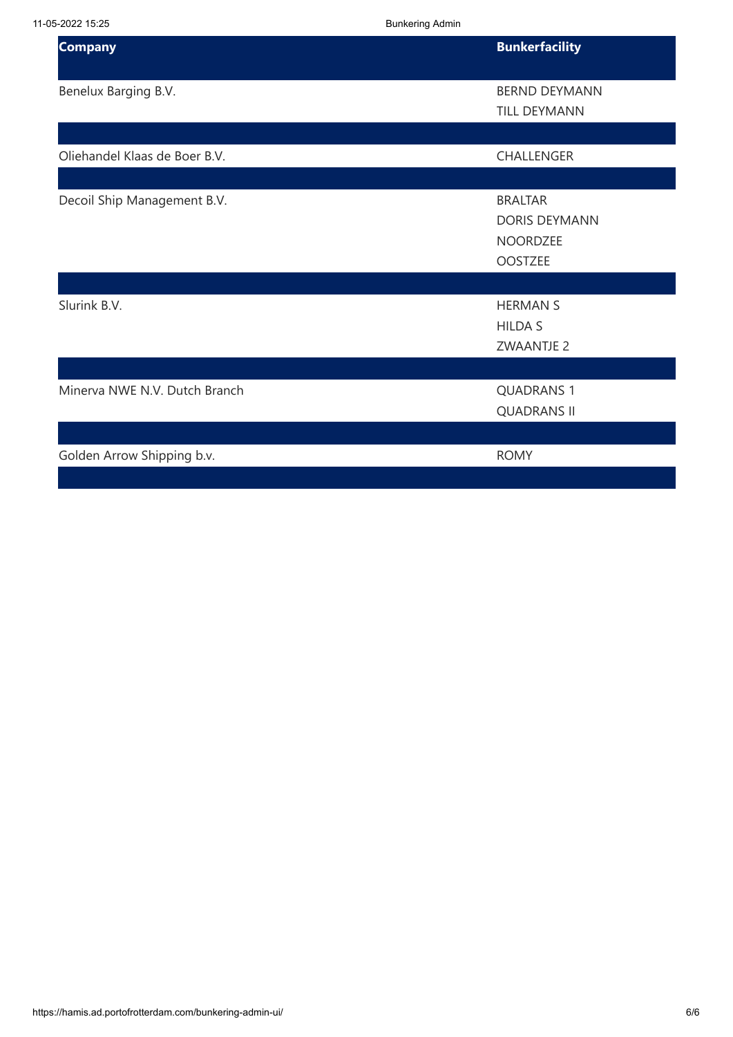| Company | Bunkerfacility |
|---|---|
| Benelux Barging B.V. | BERND DEYMANN |
| | TILL DEYMANN |
| Oliehandel Klaas de Boer B.V. | CHALLENGER |
| Decoil Ship Management B.V. | BRALTAR |
| | DORIS DEYMANN |
| | NOORDZEE |
| | OOSTZEE |
| Slurink B.V. | HERMAN S |
| | HILDA S |
| | ZWAANTJE 2 |
| Minerva NWE N.V. Dutch Branch | QUADRANS 1 |
| | QUADRANS II |
| Golden Arrow Shipping b.v. | ROMY |